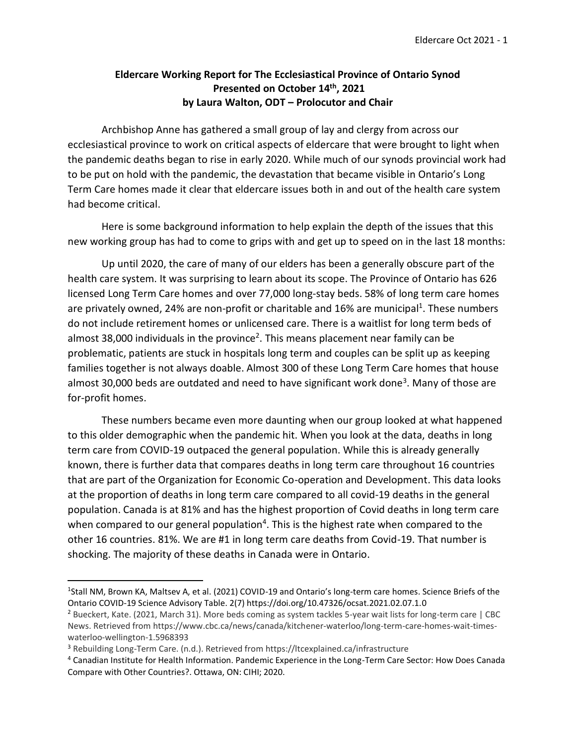**Eldercare Working Report for The Ecclesiastical Province of Ontario Synod**
**Presented on October 14th, 2021**
**by Laura Walton, ODT – Prolocutor and Chair**

Archbishop Anne has gathered a small group of lay and clergy from across our ecclesiastical province to work on critical aspects of eldercare that were brought to light when the pandemic deaths began to rise in early 2020. While much of our synods provincial work had to be put on hold with the pandemic, the devastation that became visible in Ontario's Long Term Care homes made it clear that eldercare issues both in and out of the health care system had become critical.

Here is some background information to help explain the depth of the issues that this new working group has had to come to grips with and get up to speed on in the last 18 months:

Up until 2020, the care of many of our elders has been a generally obscure part of the health care system. It was surprising to learn about its scope. The Province of Ontario has 626 licensed Long Term Care homes and over 77,000 long-stay beds. 58% of long term care homes are privately owned, 24% are non-profit or charitable and 16% are municipal[1]. These numbers do not include retirement homes or unlicensed care. There is a waitlist for long term beds of almost 38,000 individuals in the province[2]. This means placement near family can be problematic, patients are stuck in hospitals long term and couples can be split up as keeping families together is not always doable. Almost 300 of these Long Term Care homes that house almost 30,000 beds are outdated and need to have significant work done[3]. Many of those are for-profit homes.

These numbers became even more daunting when our group looked at what happened to this older demographic when the pandemic hit. When you look at the data, deaths in long term care from COVID-19 outpaced the general population. While this is already generally known, there is further data that compares deaths in long term care throughout 16 countries that are part of the Organization for Economic Co-operation and Development. This data looks at the proportion of deaths in long term care compared to all covid-19 deaths in the general population. Canada is at 81% and has the highest proportion of Covid deaths in long term care when compared to our general population[4]. This is the highest rate when compared to the other 16 countries. 81%. We are #1 in long term care deaths from Covid-19. That number is shocking. The majority of these deaths in Canada were in Ontario.

---

[1] Stall NM, Brown KA, Maltsev A, et al. (2021) COVID-19 and Ontario's long-term care homes. Science Briefs of the Ontario COVID-19 Science Advisory Table. 2(7) https://doi.org/10.47326/ocsat.2021.02.07.1.0

[2] Bueckert, Kate. (2021, March 31). More beds coming as system tackles 5-year wait lists for long-term care | CBC News. Retrieved from https://www.cbc.ca/news/canada/kitchener-waterloo/long-term-care-homes-wait-times-waterloo-wellington-1.5968393

[3] Rebuilding Long-Term Care. (n.d.). Retrieved from https://ltcexplained.ca/infrastructure

[4] Canadian Institute for Health Information. Pandemic Experience in the Long-Term Care Sector: How Does Canada Compare with Other Countries?. Ottawa, ON: CIHI; 2020.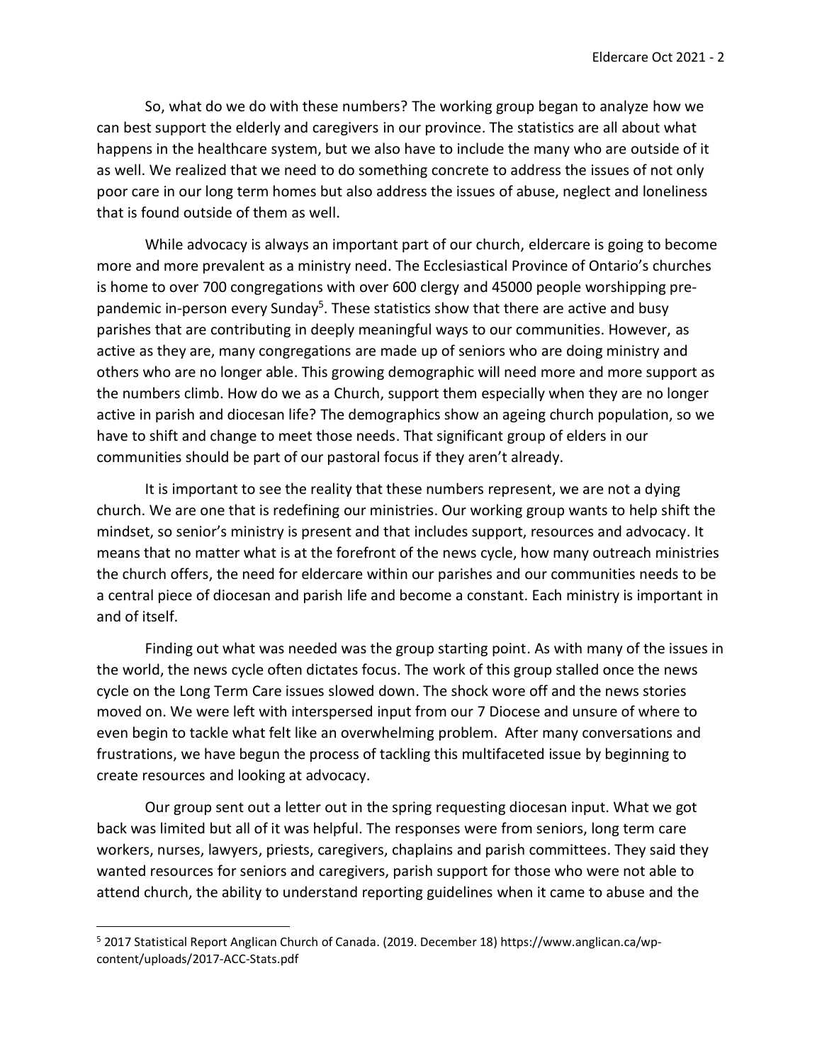So, what do we do with these numbers? The working group began to analyze how we can best support the elderly and caregivers in our province. The statistics are all about what happens in the healthcare system, but we also have to include the many who are outside of it as well. We realized that we need to do something concrete to address the issues of not only poor care in our long term homes but also address the issues of abuse, neglect and loneliness that is found outside of them as well.

While advocacy is always an important part of our church, eldercare is going to become more and more prevalent as a ministry need. The Ecclesiastical Province of Ontario's churches is home to over 700 congregations with over 600 clergy and 45000 people worshipping pre-pandemic in-person every Sunday[5]. These statistics show that there are active and busy parishes that are contributing in deeply meaningful ways to our communities. However, as active as they are, many congregations are made up of seniors who are doing ministry and others who are no longer able. This growing demographic will need more and more support as the numbers climb. How do we as a Church, support them especially when they are no longer active in parish and diocesan life? The demographics show an ageing church population, so we have to shift and change to meet those needs. That significant group of elders in our communities should be part of our pastoral focus if they aren't already.

It is important to see the reality that these numbers represent, we are not a dying church. We are one that is redefining our ministries. Our working group wants to help shift the mindset, so senior's ministry is present and that includes support, resources and advocacy. It means that no matter what is at the forefront of the news cycle, how many outreach ministries the church offers, the need for eldercare within our parishes and our communities needs to be a central piece of diocesan and parish life and become a constant. Each ministry is important in and of itself.

Finding out what was needed was the group starting point. As with many of the issues in the world, the news cycle often dictates focus. The work of this group stalled once the news cycle on the Long Term Care issues slowed down. The shock wore off and the news stories moved on. We were left with interspersed input from our 7 Diocese and unsure of where to even begin to tackle what felt like an overwhelming problem. After many conversations and frustrations, we have begun the process of tackling this multifaceted issue by beginning to create resources and looking at advocacy.

Our group sent out a letter out in the spring requesting diocesan input. What we got back was limited but all of it was helpful. The responses were from seniors, long term care workers, nurses, lawyers, priests, caregivers, chaplains and parish committees. They said they wanted resources for seniors and caregivers, parish support for those who were not able to attend church, the ability to understand reporting guidelines when it came to abuse and the

---

[5] 2017 Statistical Report Anglican Church of Canada. (2019. December 18) https://www.anglican.ca/wp-content/uploads/2017-ACC-Stats.pdf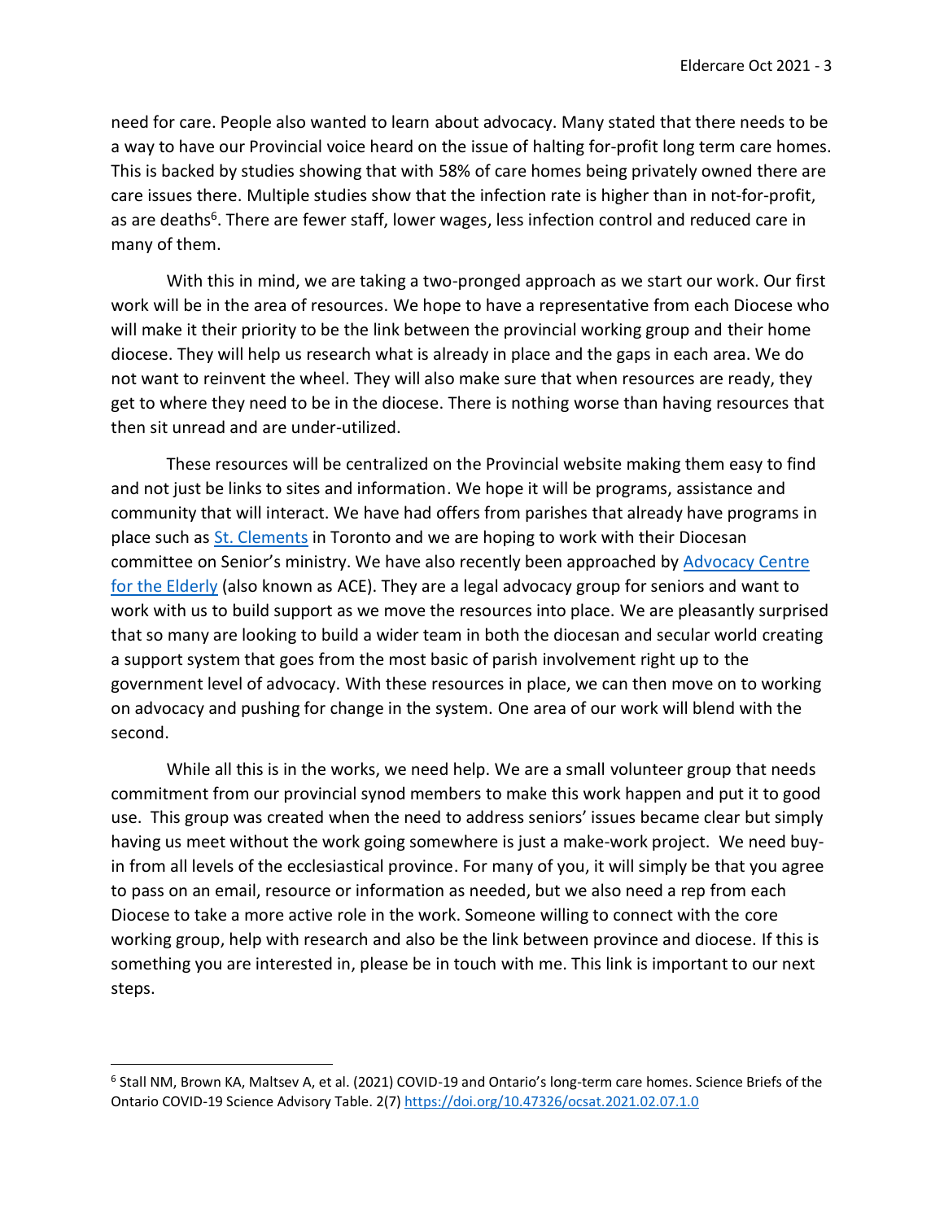need for care. People also wanted to learn about advocacy. Many stated that there needs to be a way to have our Provincial voice heard on the issue of halting for-profit long term care homes. This is backed by studies showing that with 58% of care homes being privately owned there are care issues there. Multiple studies show that the infection rate is higher than in not-for-profit, as are deaths[6]. There are fewer staff, lower wages, less infection control and reduced care in many of them.

With this in mind, we are taking a two-pronged approach as we start our work. Our first work will be in the area of resources. We hope to have a representative from each Diocese who will make it their priority to be the link between the provincial working group and their home diocese. They will help us research what is already in place and the gaps in each area. We do not want to reinvent the wheel. They will also make sure that when resources are ready, they get to where they need to be in the diocese. There is nothing worse than having resources that then sit unread and are under-utilized.

These resources will be centralized on the Provincial website making them easy to find and not just be links to sites and information. We hope it will be programs, assistance and community that will interact. We have had offers from parishes that already have programs in place such as St. Clements in Toronto and we are hoping to work with their Diocesan committee on Senior's ministry. We have also recently been approached by Advocacy Centre for the Elderly (also known as ACE). They are a legal advocacy group for seniors and want to work with us to build support as we move the resources into place. We are pleasantly surprised that so many are looking to build a wider team in both the diocesan and secular world creating a support system that goes from the most basic of parish involvement right up to the government level of advocacy. With these resources in place, we can then move on to working on advocacy and pushing for change in the system. One area of our work will blend with the second.

While all this is in the works, we need help. We are a small volunteer group that needs commitment from our provincial synod members to make this work happen and put it to good use. This group was created when the need to address seniors' issues became clear but simply having us meet without the work going somewhere is just a make-work project. We need buy-in from all levels of the ecclesiastical province. For many of you, it will simply be that you agree to pass on an email, resource or information as needed, but we also need a rep from each Diocese to take a more active role in the work. Someone willing to connect with the core working group, help with research and also be the link between province and diocese. If this is something you are interested in, please be in touch with me. This link is important to our next steps.

---

[6] Stall NM, Brown KA, Maltsev A, et al. (2021) COVID-19 and Ontario's long-term care homes. Science Briefs of the Ontario COVID-19 Science Advisory Table. 2(7) https://doi.org/10.47326/ocsat.2021.02.07.1.0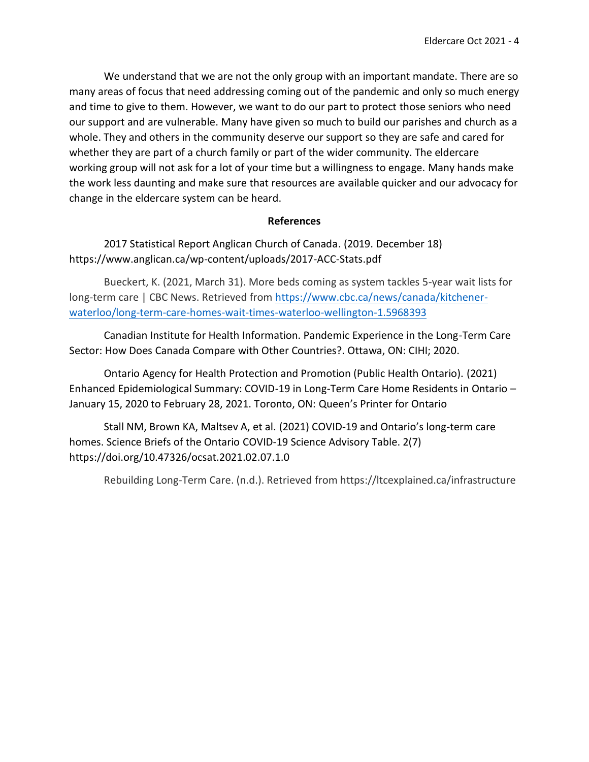We understand that we are not the only group with an important mandate. There are so many areas of focus that need addressing coming out of the pandemic and only so much energy and time to give to them. However, we want to do our part to protect those seniors who need our support and are vulnerable. Many have given so much to build our parishes and church as a whole. They and others in the community deserve our support so they are safe and cared for whether they are part of a church family or part of the wider community. The eldercare working group will not ask for a lot of your time but a willingness to engage. Many hands make the work less daunting and make sure that resources are available quicker and our advocacy for change in the eldercare system can be heard.

**References**

2017 Statistical Report Anglican Church of Canada. (2019. December 18) https://www.anglican.ca/wp-content/uploads/2017-ACC-Stats.pdf

Bueckert, K. (2021, March 31). More beds coming as system tackles 5-year wait lists for long-term care | CBC News. Retrieved from https://www.cbc.ca/news/canada/kitchener-waterloo/long-term-care-homes-wait-times-waterloo-wellington-1.5968393

Canadian Institute for Health Information. Pandemic Experience in the Long-Term Care Sector: How Does Canada Compare with Other Countries?. Ottawa, ON: CIHI; 2020.

Ontario Agency for Health Protection and Promotion (Public Health Ontario). (2021) Enhanced Epidemiological Summary: COVID-19 in Long-Term Care Home Residents in Ontario – January 15, 2020 to February 28, 2021. Toronto, ON: Queen's Printer for Ontario

Stall NM, Brown KA, Maltsev A, et al. (2021) COVID-19 and Ontario's long-term care homes. Science Briefs of the Ontario COVID-19 Science Advisory Table. 2(7) https://doi.org/10.47326/ocsat.2021.02.07.1.0

Rebuilding Long-Term Care. (n.d.). Retrieved from https://ltcexplained.ca/infrastructure